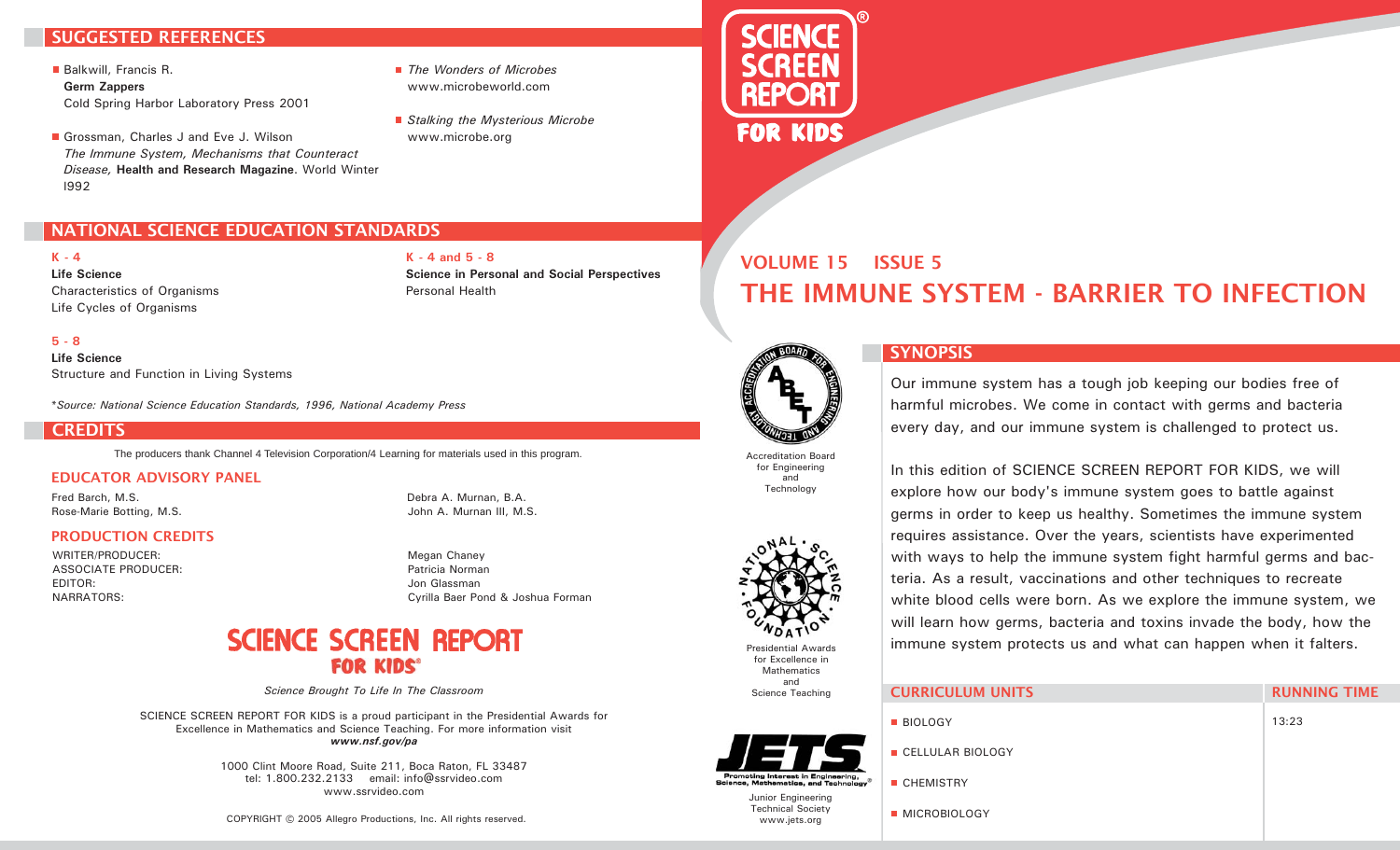# SCIENCE SCREEN REPORT FOR KIDS

## VOLUME 15 ISSUE 5

# THE IMMUNE SYSTEM - BARRIER TO INFECTION

## SYNOPSIS

Our immune system has a tough job keeping our bodies free of harmful microbes. We come in contact with germs and bacteria every day, and our immune system is challenged to protect us.

In this edition of SCIENCE SCREEN REPORT FOR KIDS, we will explore how our body's immune system goes to battle against germs in order to keep us healthy. Sometimes the immune system requires assistance. Over the years, scientists have experimented with ways to help the immune system fight harmful germs and bacteria. As a result, vaccinations and other techniques to recreate white blood cells were born. As we explore the immune system, we will learn how germs, bacteria and toxins invade the body, how the immune system protects us and what can happen when it falters.

| CURRICULUM UNITS | RUNNING TIME |
| --- | --- |
| BIOLOGY | 13:23 |
| CELLULAR BIOLOGY | |
| CHEMISTRY | |
| MICROBIOLOGY | |

Accreditation Board for Engineering and Technology

Presidential Awards for Excellence in Mathematics and Science Teaching

JETS — Promoting Interest in Engineering, Science, Mathematics, and Technology
Junior Engineering Technical Society
www.jets.org

## SUGGESTED REFERENCES

- Balkwill, Francis R.
  **Germ Zappers**
  Cold Spring Harbor Laboratory Press 2001
- Grossman, Charles J and Eve J. Wilson
  *The Immune System, Mechanisms that Counteract Disease,* **Health and Research Magazine**. World Winter I992
- *The Wonders of Microbes*
  www.microbeworld.com
- *Stalking the Mysterious Microbe*
  www.microbe.org

## NATIONAL SCIENCE EDUCATION STANDARDS

**K - 4**
**Life Science**
Characteristics of Organisms
Life Cycles of Organisms

**K - 4 and 5 - 8**
**Science in Personal and Social Perspectives**
Personal Health

**5 - 8**
**Life Science**
Structure and Function in Living Systems

*Source: National Science Education Standards, 1996, National Academy Press*

## CREDITS

The producers thank Channel 4 Television Corporation/4 Learning for materials used in this program.

### EDUCATOR ADVISORY PANEL

Fred Barch, M.S.
Rose-Marie Botting, M.S.
Debra A. Murnan, B.A.
John A. Murnan III, M.S.

### PRODUCTION CREDITS

WRITER/PRODUCER: Megan Chaney
ASSOCIATE PRODUCER: Patricia Norman
EDITOR: Jon Glassman
NARRATORS: Cyrilla Baer Pond & Joshua Forman

**SCIENCE SCREEN REPORT FOR KIDS®**

*Science Brought To Life In The Classroom*

SCIENCE SCREEN REPORT FOR KIDS is a proud participant in the Presidential Awards for Excellence in Mathematics and Science Teaching. For more information visit ***www.nsf.gov/pa***

1000 Clint Moore Road, Suite 211, Boca Raton, FL 33487
tel: 1.800.232.2133 email: info@ssrvideo.com
www.ssrvideo.com

COPYRIGHT © 2005 Allegro Productions, Inc. All rights reserved.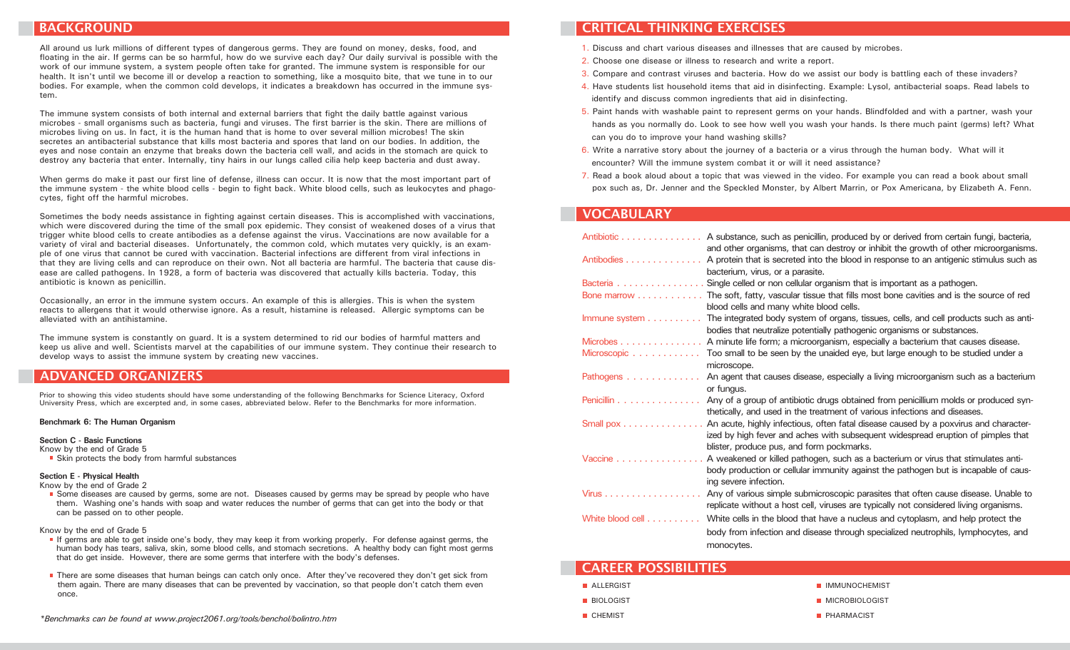## BACKGROUND

All around us lurk millions of different types of dangerous germs. They are found on money, desks, food, and floating in the air. If germs can be so harmful, how do we survive each day? Our daily survival is possible with the work of our immune system, a system people often take for granted. The immune system is responsible for our health. It isn't until we become ill or develop a reaction to something, like a mosquito bite, that we tune in to our bodies. For example, when the common cold develops, it indicates a breakdown has occurred in the immune system.

The immune system consists of both internal and external barriers that fight the daily battle against various microbes - small organisms such as bacteria, fungi and viruses. The first barrier is the skin. There are millions of microbes living on us. In fact, it is the human hand that is home to over several million microbes! The skin secretes an antibacterial substance that kills most bacteria and spores that land on our bodies. In addition, the eyes and nose contain an enzyme that breaks down the bacteria cell wall, and acids in the stomach are quick to destroy any bacteria that enter. Internally, tiny hairs in our lungs called cilia help keep bacteria and dust away.

When germs do make it past our first line of defense, illness can occur. It is now that the most important part of the immune system - the white blood cells - begin to fight back. White blood cells, such as leukocytes and phagocytes, fight off the harmful microbes.

Sometimes the body needs assistance in fighting against certain diseases. This is accomplished with vaccinations, which were discovered during the time of the small pox epidemic. They consist of weakened doses of a virus that trigger white blood cells to create antibodies as a defense against the virus. Vaccinations are now available for a variety of viral and bacterial diseases. Unfortunately, the common cold, which mutates very quickly, is an example of one virus that cannot be cured with vaccination. Bacterial infections are different from viral infections in that they are living cells and can reproduce on their own. Not all bacteria are harmful. The bacteria that cause disease are called pathogens. In 1928, a form of bacteria was discovered that actually kills bacteria. Today, this antibiotic is known as penicillin.

Occasionally, an error in the immune system occurs. An example of this is allergies. This is when the system reacts to allergens that it would otherwise ignore. As a result, histamine is released. Allergic symptoms can be alleviated with an antihistamine.

The immune system is constantly on guard. It is a system determined to rid our bodies of harmful matters and keep us alive and well. Scientists marvel at the capabilities of our immune system. They continue their research to develop ways to assist the immune system by creating new vaccines.

## ADVANCED ORGANIZERS

Prior to showing this video students should have some understanding of the following Benchmarks for Science Literacy, Oxford University Press, which are excerpted and, in some cases, abbreviated below. Refer to the Benchmarks for more information.

**Benchmark 6: The Human Organism**

**Section C - Basic Functions**
Know by the end of Grade 5
- Skin protects the body from harmful substances

**Section E - Physical Health**
Know by the end of Grade 2
- Some diseases are caused by germs, some are not. Diseases caused by germs may be spread by people who have them. Washing one's hands with soap and water reduces the number of germs that can get into the body or that can be passed on to other people.

Know by the end of Grade 5
- If germs are able to get inside one's body, they may keep it from working properly. For defense against germs, the human body has tears, saliva, skin, some blood cells, and stomach secretions. A healthy body can fight most germs that do get inside. However, there are some germs that interfere with the body's defenses.
- There are some diseases that human beings can catch only once. After they've recovered they don't get sick from them again. There are many diseases that can be prevented by vaccination, so that people don't catch them even once.

*Benchmarks can be found at www.project2061.org/tools/benchol/bolintro.htm

## CRITICAL THINKING EXERCISES

1. Discuss and chart various diseases and illnesses that are caused by microbes.
2. Choose one disease or illness to research and write a report.
3. Compare and contrast viruses and bacteria. How do we assist our body is battling each of these invaders?
4. Have students list household items that aid in disinfecting. Example: Lysol, antibacterial soaps. Read labels to identify and discuss common ingredients that aid in disinfecting.
5. Paint hands with washable paint to represent germs on your hands. Blindfolded and with a partner, wash your hands as you normally do. Look to see how well you wash your hands. Is there much paint (germs) left? What can you do to improve your hand washing skills?
6. Write a narrative story about the journey of a bacteria or a virus through the human body. What will it encounter? Will the immune system combat it or will it need assistance?
7. Read a book aloud about a topic that was viewed in the video. For example you can read a book about small pox such as, Dr. Jenner and the Speckled Monster, by Albert Marrin, or Pox Americana, by Elizabeth A. Fenn.

## VOCABULARY

- **Antibiotic** . . . . . . . . . . . . . . A substance, such as penicillin, produced by or derived from certain fungi, bacteria, and other organisms, that can destroy or inhibit the growth of other microorganisms.
- **Antibodies** . . . . . . . . . . . . . A protein that is secreted into the blood in response to an antigenic stimulus such as bacterium, virus, or a parasite.
- **Bacteria** . . . . . . . . . . . . . . . Single celled or non cellular organism that is important as a pathogen.
- **Bone marrow** . . . . . . . . . . . The soft, fatty, vascular tissue that fills most bone cavities and is the source of red blood cells and many white blood cells.
- **Immune system** . . . . . . . . . The integrated body system of organs, tissues, cells, and cell products such as antibodies that neutralize potentially pathogenic organisms or substances.
- **Microbes** . . . . . . . . . . . . . . A minute life form; a microorganism, especially a bacterium that causes disease.
- **Microscopic** . . . . . . . . . . . Too small to be seen by the unaided eye, but large enough to be studied under a microscope.
- **Pathogens** . . . . . . . . . . . . . An agent that causes disease, especially a living microorganism such as a bacterium or fungus.
- **Penicillin** . . . . . . . . . . . . . . Any of a group of antibiotic drugs obtained from penicillium molds or produced synthetically, and used in the treatment of various infections and diseases.
- **Small pox** . . . . . . . . . . . . . . An acute, highly infectious, often fatal disease caused by a poxvirus and characterized by high fever and aches with subsequent widespread eruption of pimples that blister, produce pus, and form pockmarks.
- **Vaccine** . . . . . . . . . . . . . . . A weakened or killed pathogen, such as a bacterium or virus that stimulates antibody production or cellular immunity against the pathogen but is incapable of causing severe infection.
- **Virus** . . . . . . . . . . . . . . . . . Any of various simple submicroscopic parasites that often cause disease. Unable to replicate without a host cell, viruses are typically not considered living organisms.
- **White blood cell** . . . . . . . . . White cells in the blood that have a nucleus and cytoplasm, and help protect the body from infection and disease through specialized neutrophils, lymphocytes, and monocytes.

## CAREER POSSIBILITIES

- ALLERGIST
- BIOLOGIST
- CHEMIST
- IMMUNOCHEMIST
- MICROBIOLOGIST
- PHARMACIST